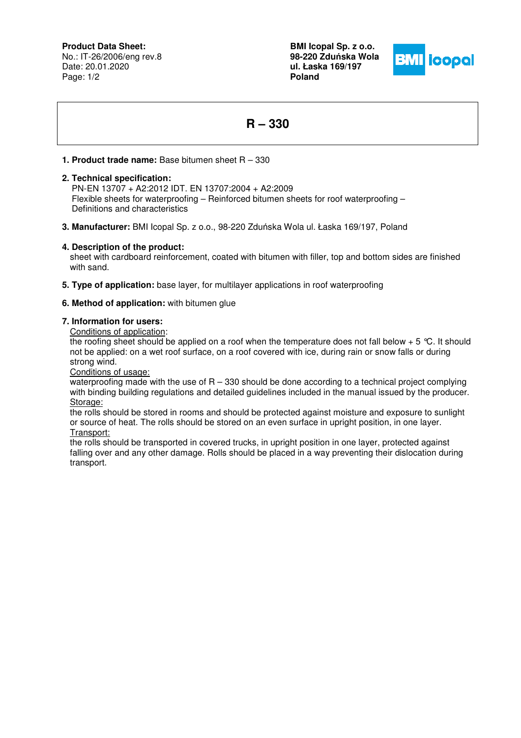**Product Data Sheet:**
No.: IT-26/2006/eng rev.8
Date: 20.01.2020

**BMI Icopal Sp. z o.o.**
**98-220 Zduńska Wola**
**ul. Łaska 169/197**
**Poland**

# R – 330

1. **Product trade name:** Base bitumen sheet R – 330

2. **Technical specification:**
   PN-EN 13707 + A2:2012 IDT. EN 13707:2004 + A2:2009
   Flexible sheets for waterproofing – Reinforced bitumen sheets for roof waterproofing – Definitions and characteristics

3. **Manufacturer:** BMI Icopal Sp. z o.o., 98-220 Zduńska Wola ul. Łaska 169/197, Poland

4. **Description of the product:**
   sheet with cardboard reinforcement, coated with bitumen with filler, top and bottom sides are finished with sand.

5. **Type of application:** base layer, for multilayer applications in roof waterproofing

6. **Method of application:** with bitumen glue

7. **Information for users:**
   Conditions of application:
   the roofing sheet should be applied on a roof when the temperature does not fall below + 5 ℃. It should not be applied: on a wet roof surface, on a roof covered with ice, during rain or snow falls or during strong wind.
   Conditions of usage:
   waterproofing made with the use of R – 330 should be done according to a technical project complying with binding building regulations and detailed guidelines included in the manual issued by the producer.
   Storage:
   the rolls should be stored in rooms and should be protected against moisture and exposure to sunlight or source of heat. The rolls should be stored on an even surface in upright position, in one layer.
   Transport:
   the rolls should be transported in covered trucks, in upright position in one layer, protected against falling over and any other damage. Rolls should be placed in a way preventing their dislocation during transport.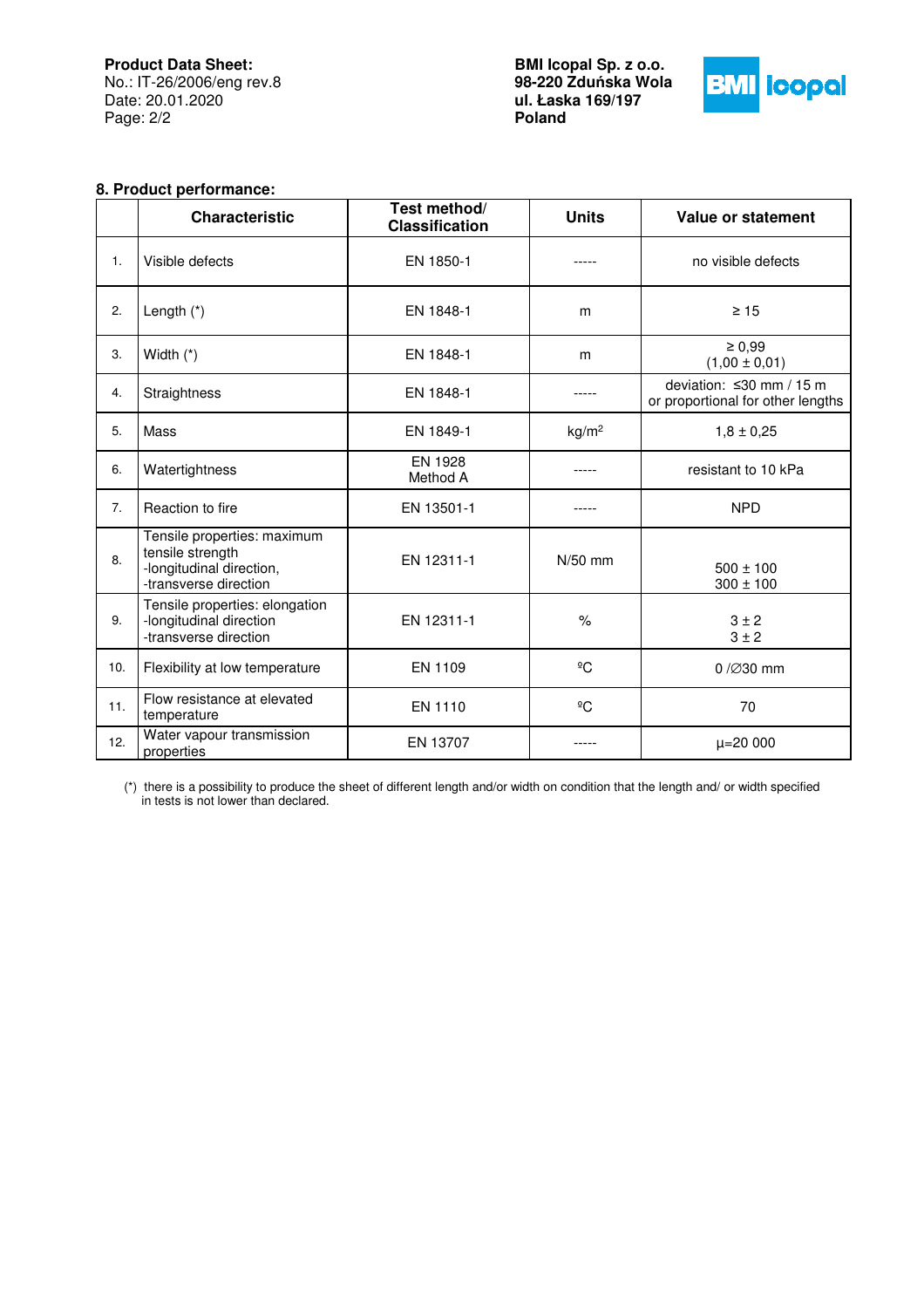## 8. Product performance:

| | Characteristic | Test method/ Classification | Units | Value or statement |
|---|---|---|---|---|
| 1. | Visible defects | EN 1850-1 | ----- | no visible defects |
| 2. | Length (*) | EN 1848-1 | m | ≥ 15 |
| 3. | Width (*) | EN 1848-1 | m | ≥ 0,99<br>(1,00 ± 0,01) |
| 4. | Straightness | EN 1848-1 | ----- | deviation: ≤30 mm / 15 m<br>or proportional for other lengths |
| 5. | Mass | EN 1849-1 | kg/m² | 1,8 ± 0,25 |
| 6. | Watertightness | EN 1928<br>Method A | ----- | resistant to 10 kPa |
| 7. | Reaction to fire | EN 13501-1 | ----- | NPD |
| 8. | Tensile properties: maximum tensile strength<br>-longitudinal direction,<br>-transverse direction | EN 12311-1 | N/50 mm | 500 ± 100<br>300 ± 100 |
| 9. | Tensile properties: elongation<br>-longitudinal direction<br>-transverse direction | EN 12311-1 | % | 3 ± 2<br>3 ± 2 |
| 10. | Flexibility at low temperature | EN 1109 | ºC | 0 /∅30 mm |
| 11. | Flow resistance at elevated temperature | EN 1110 | ºC | 70 |
| 12. | Water vapour transmission properties | EN 13707 | ----- | μ=20 000 |

(*) there is a possibility to produce the sheet of different length and/or width on condition that the length and/ or width specified in tests is not lower than declared.